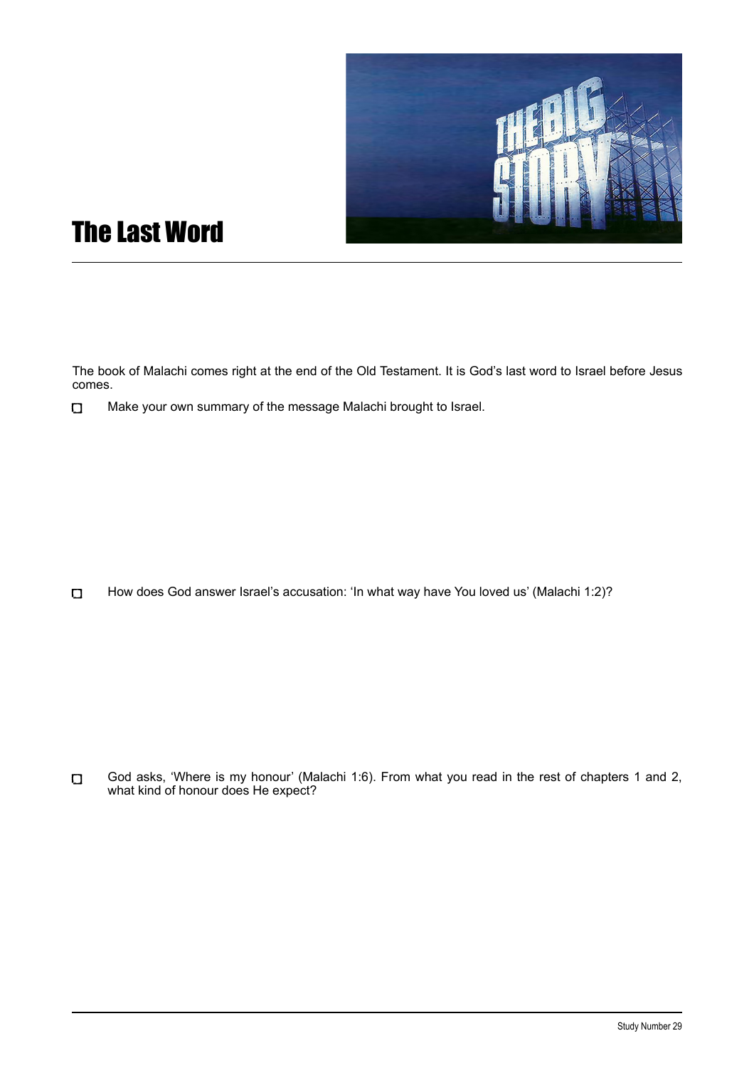# The Last Word

The book of Malachi comes right at the end of the Old Testament. It is God's last word to Israel before Jesus comes.

- [ ] Make your own summary of the message Malachi brought to Israel.

- [ ] How does God answer Israel's accusation: 'In what way have You loved us' (Malachi 1:2)?

- [ ] God asks, 'Where is my honour' (Malachi 1:6). From what you read in the rest of chapters 1 and 2, what kind of honour does He expect?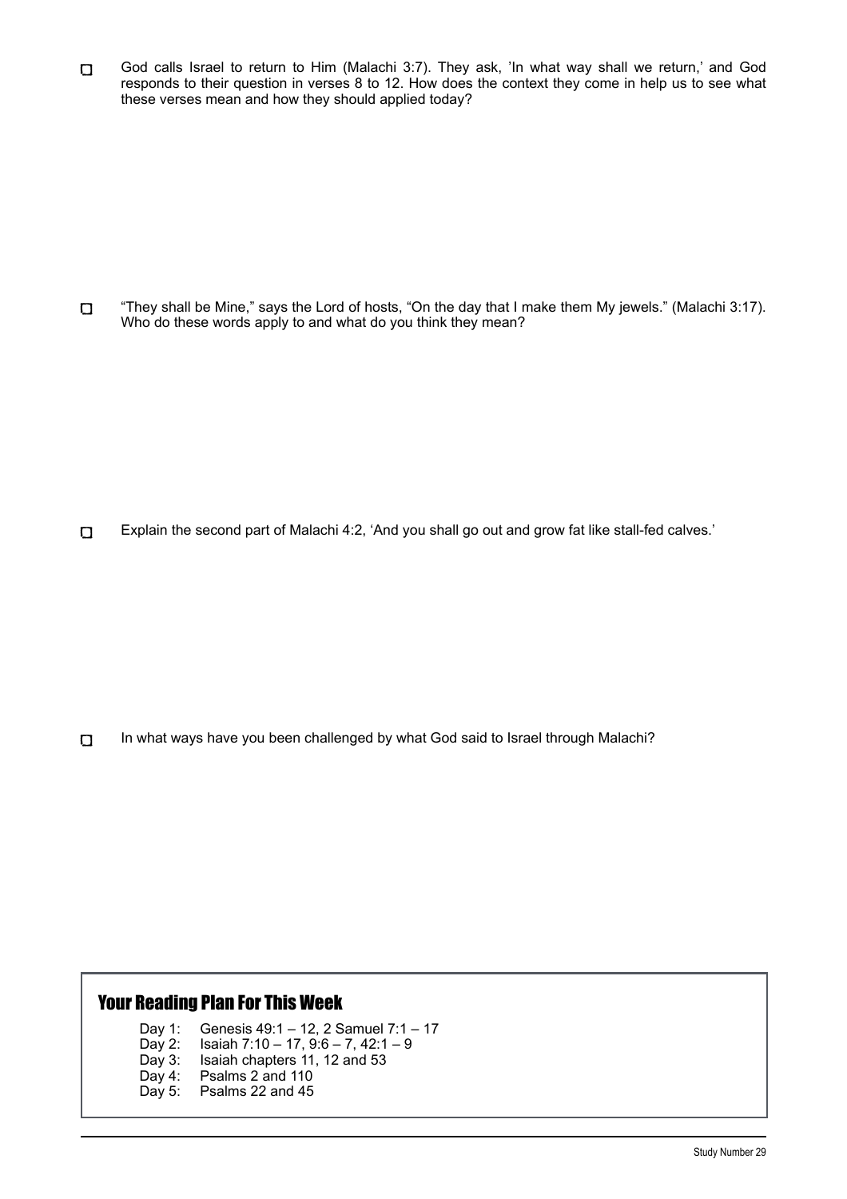- [ ] God calls Israel to return to Him (Malachi 3:7). They ask, 'In what way shall we return,' and God responds to their question in verses 8 to 12. How does the context they come in help us to see what these verses mean and how they should applied today?

- [ ] "They shall be Mine," says the Lord of hosts, "On the day that I make them My jewels." (Malachi 3:17). Who do these words apply to and what do you think they mean?

- [ ] Explain the second part of Malachi 4:2, 'And you shall go out and grow fat like stall-fed calves.'

- [ ] In what ways have you been challenged by what God said to Israel through Malachi?

## Your Reading Plan For This Week

Day 1: Genesis 49:1 – 12, 2 Samuel 7:1 – 17
Day 2: Isaiah 7:10 – 17, 9:6 – 7, 42:1 – 9
Day 3: Isaiah chapters 11, 12 and 53
Day 4: Psalms 2 and 110
Day 5: Psalms 22 and 45

Study Number 29